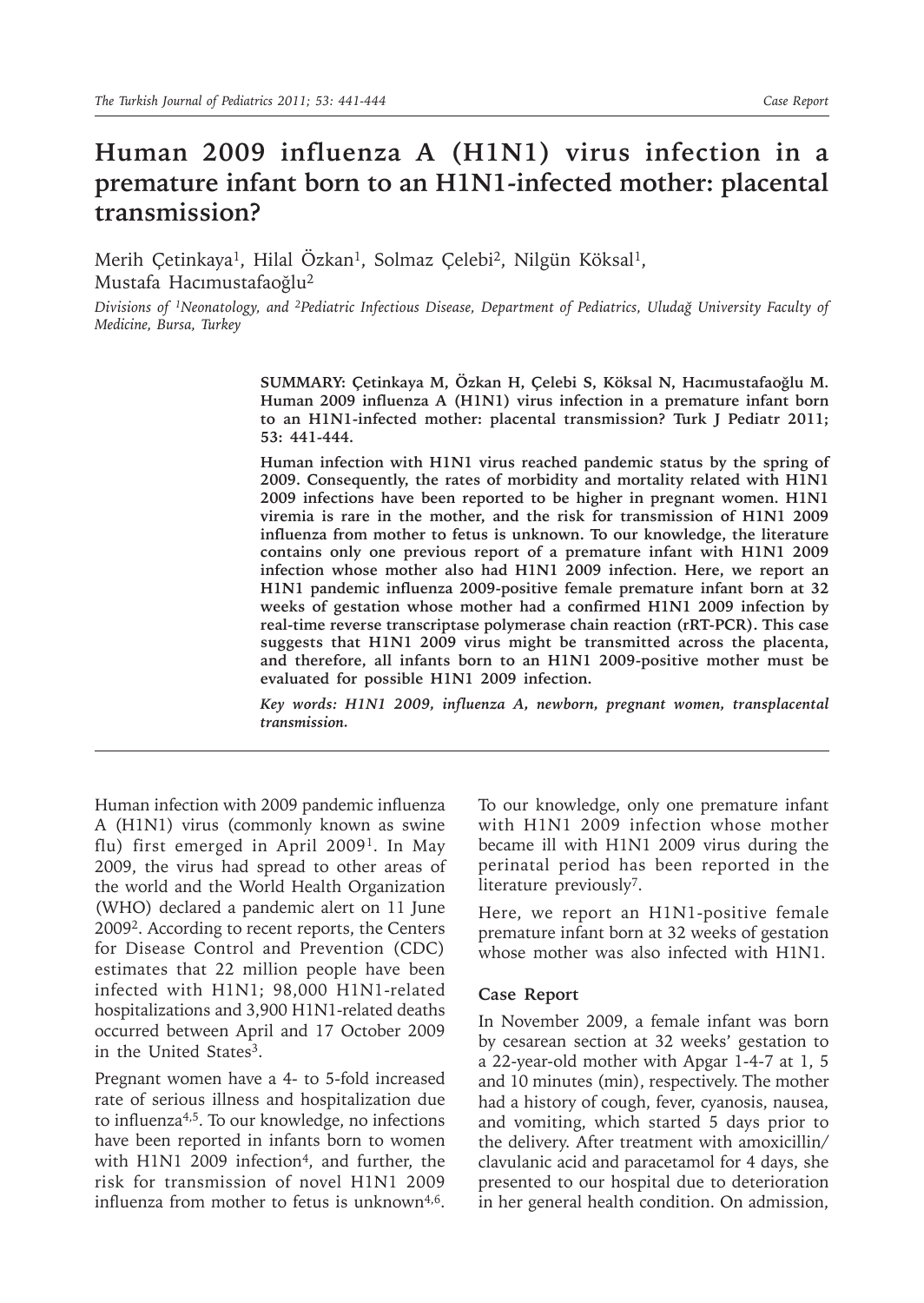*Case Report*

# Human 2009 influenza A (H1N1) virus infection in a premature infant born to an H1N1-infected mother: placental transmission?

Merih Çetinkaya[1], Hilal Özkan[1], Solmaz Çelebi[2], Nilgün Köksal[1], Mustafa Hacımustafaoğlu[2]

*Divisions of [1]Neonatology, and [2]Pediatric Infectious Disease, Department of Pediatrics, Uludağ University Faculty of Medicine, Bursa, Turkey*

**SUMMARY: Çetinkaya M, Özkan H, Çelebi S, Köksal N, Hacımustafaoğlu M. Human 2009 influenza A (H1N1) virus infection in a premature infant born to an H1N1-infected mother: placental transmission? Turk J Pediatr 2011; 53: 441-444.**

**Human infection with H1N1 virus reached pandemic status by the spring of 2009. Consequently, the rates of morbidity and mortality related with H1N1 2009 infections have been reported to be higher in pregnant women. H1N1 viremia is rare in the mother, and the risk for transmission of H1N1 2009 influenza from mother to fetus is unknown. To our knowledge, the literature contains only one previous report of a premature infant with H1N1 2009 infection whose mother also had H1N1 2009 infection. Here, we report an H1N1 pandemic influenza 2009-positive female premature infant born at 32 weeks of gestation whose mother had a confirmed H1N1 2009 infection by real-time reverse transcriptase polymerase chain reaction (rRT-PCR). This case suggests that H1N1 2009 virus might be transmitted across the placenta, and therefore, all infants born to an H1N1 2009-positive mother must be evaluated for possible H1N1 2009 infection.**

***Key words: H1N1 2009, influenza A, newborn, pregnant women, transplacental transmission.***

---

Human infection with 2009 pandemic influenza A (H1N1) virus (commonly known as swine flu) first emerged in April 2009[1]. In May 2009, the virus had spread to other areas of the world and the World Health Organization (WHO) declared a pandemic alert on 11 June 2009[2]. According to recent reports, the Centers for Disease Control and Prevention (CDC) estimates that 22 million people have been infected with H1N1; 98,000 H1N1-related hospitalizations and 3,900 H1N1-related deaths occurred between April and 17 October 2009 in the United States[3].

Pregnant women have a 4- to 5-fold increased rate of serious illness and hospitalization due to influenza[4,5]. To our knowledge, no infections have been reported in infants born to women with H1N1 2009 infection[4], and further, the risk for transmission of novel H1N1 2009 influenza from mother to fetus is unknown[4,6]. To our knowledge, only one premature infant with H1N1 2009 infection whose mother became ill with H1N1 2009 virus during the perinatal period has been reported in the literature previously[7].

Here, we report an H1N1-positive female premature infant born at 32 weeks of gestation whose mother was also infected with H1N1.

## Case Report

In November 2009, a female infant was born by cesarean section at 32 weeks' gestation to a 22-year-old mother with Apgar 1-4-7 at 1, 5 and 10 minutes (min), respectively. The mother had a history of cough, fever, cyanosis, nausea, and vomiting, which started 5 days prior to the delivery. After treatment with amoxicillin/clavulanic acid and paracetamol for 4 days, she presented to our hospital due to deterioration in her general health condition. On admission,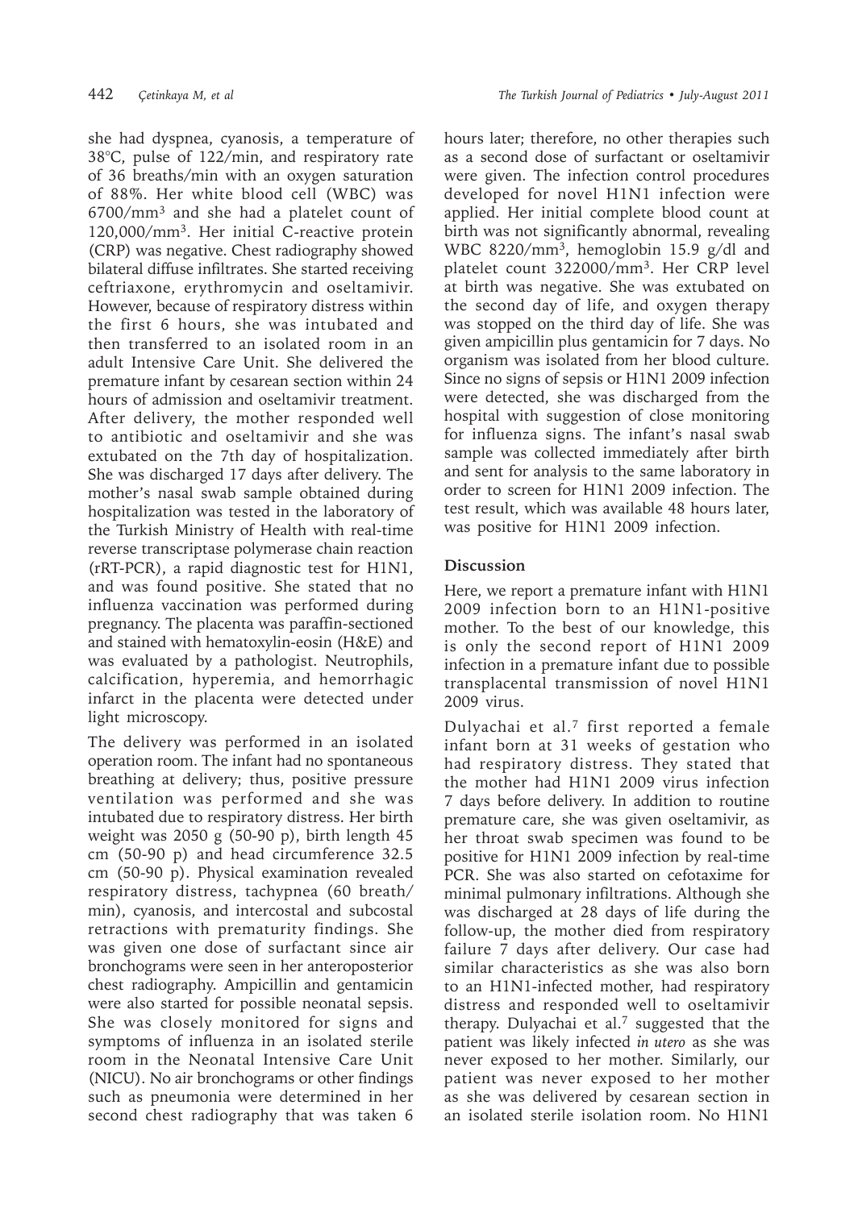she had dyspnea, cyanosis, a temperature of 38°C, pulse of 122/min, and respiratory rate of 36 breaths/min with an oxygen saturation of 88%. Her white blood cell (WBC) was 6700/mm$^3$ and she had a platelet count of 120,000/mm$^3$. Her initial C-reactive protein (CRP) was negative. Chest radiography showed bilateral diffuse infiltrates. She started receiving ceftriaxone, erythromycin and oseltamivir. However, because of respiratory distress within the first 6 hours, she was intubated and then transferred to an isolated room in an adult Intensive Care Unit. She delivered the premature infant by cesarean section within 24 hours of admission and oseltamivir treatment. After delivery, the mother responded well to antibiotic and oseltamivir and she was extubated on the 7th day of hospitalization. She was discharged 17 days after delivery. The mother's nasal swab sample obtained during hospitalization was tested in the laboratory of the Turkish Ministry of Health with real-time reverse transcriptase polymerase chain reaction (rRT-PCR), a rapid diagnostic test for H1N1, and was found positive. She stated that no influenza vaccination was performed during pregnancy. The placenta was paraffin-sectioned and stained with hematoxylin-eosin (H&E) and was evaluated by a pathologist. Neutrophils, calcification, hyperemia, and hemorrhagic infarct in the placenta were detected under light microscopy.

The delivery was performed in an isolated operation room. The infant had no spontaneous breathing at delivery; thus, positive pressure ventilation was performed and she was intubated due to respiratory distress. Her birth weight was 2050 g (50-90 p), birth length 45 cm (50-90 p) and head circumference 32.5 cm (50-90 p). Physical examination revealed respiratory distress, tachypnea (60 breath/min), cyanosis, and intercostal and subcostal retractions with prematurity findings. She was given one dose of surfactant since air bronchograms were seen in her anteroposterior chest radiography. Ampicillin and gentamicin were also started for possible neonatal sepsis. She was closely monitored for signs and symptoms of influenza in an isolated sterile room in the Neonatal Intensive Care Unit (NICU). No air bronchograms or other findings such as pneumonia were determined in her second chest radiography that was taken 6 hours later; therefore, no other therapies such as a second dose of surfactant or oseltamivir were given. The infection control procedures developed for novel H1N1 infection were applied. Her initial complete blood count at birth was not significantly abnormal, revealing WBC 8220/mm$^3$, hemoglobin 15.9 g/dl and platelet count 322000/mm$^3$. Her CRP level at birth was negative. She was extubated on the second day of life, and oxygen therapy was stopped on the third day of life. She was given ampicillin plus gentamicin for 7 days. No organism was isolated from her blood culture. Since no signs of sepsis or H1N1 2009 infection were detected, she was discharged from the hospital with suggestion of close monitoring for influenza signs. The infant's nasal swab sample was collected immediately after birth and sent for analysis to the same laboratory in order to screen for H1N1 2009 infection. The test result, which was available 48 hours later, was positive for H1N1 2009 infection.

## Discussion

Here, we report a premature infant with H1N1 2009 infection born to an H1N1-positive mother. To the best of our knowledge, this is only the second report of H1N1 2009 infection in a premature infant due to possible transplacental transmission of novel H1N1 2009 virus.

Dulyachai et al.[7] first reported a female infant born at 31 weeks of gestation who had respiratory distress. They stated that the mother had H1N1 2009 virus infection 7 days before delivery. In addition to routine premature care, she was given oseltamivir, as her throat swab specimen was found to be positive for H1N1 2009 infection by real-time PCR. She was also started on cefotaxime for minimal pulmonary infiltrations. Although she was discharged at 28 days of life during the follow-up, the mother died from respiratory failure 7 days after delivery. Our case had similar characteristics as she was also born to an H1N1-infected mother, had respiratory distress and responded well to oseltamivir therapy. Dulyachai et al.[7] suggested that the patient was likely infected *in utero* as she was never exposed to her mother. Similarly, our patient was never exposed to her mother as she was delivered by cesarean section in an isolated sterile isolation room. No H1N1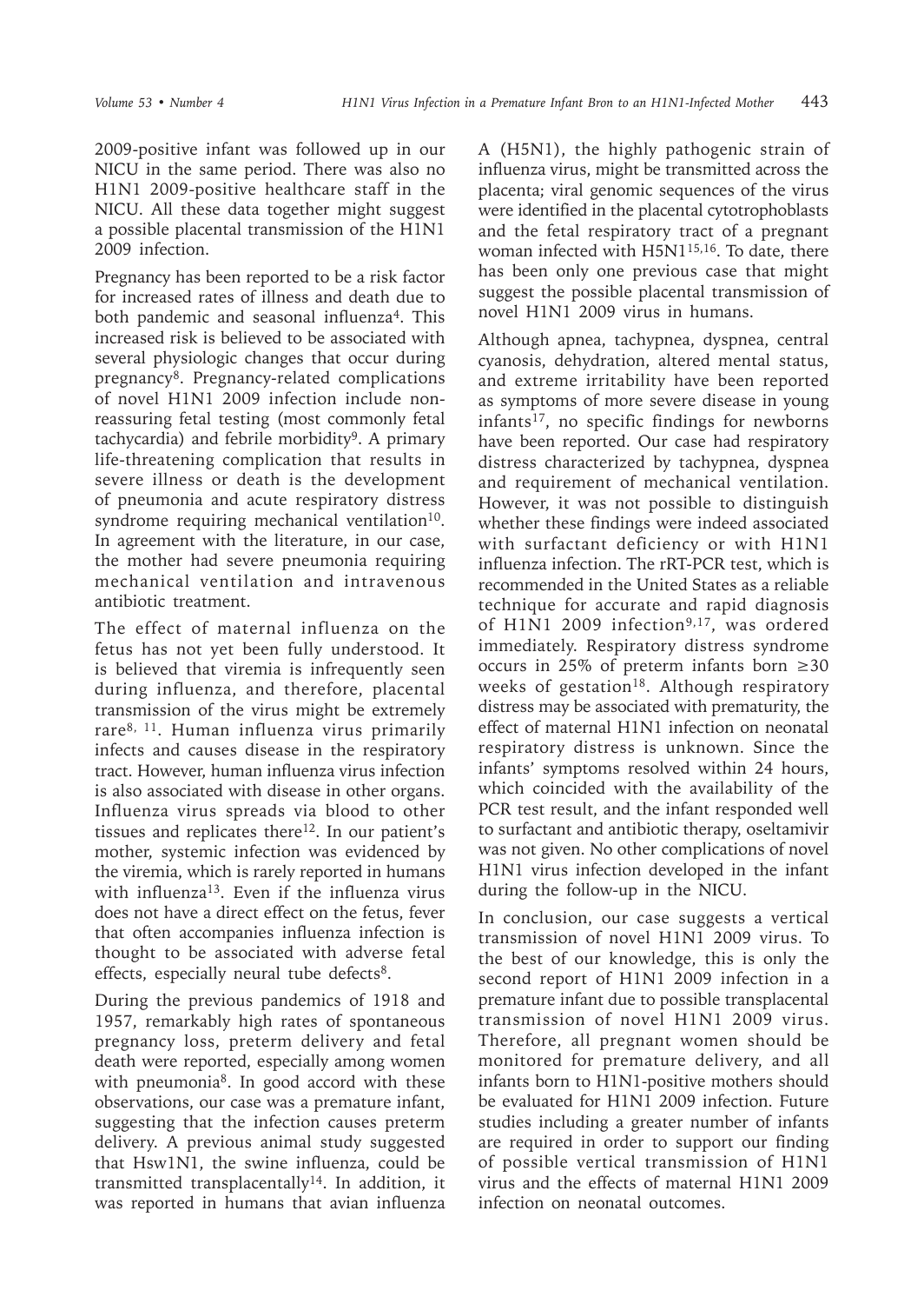2009-positive infant was followed up in our NICU in the same period. There was also no H1N1 2009-positive healthcare staff in the NICU. All these data together might suggest a possible placental transmission of the H1N1 2009 infection.

Pregnancy has been reported to be a risk factor for increased rates of illness and death due to both pandemic and seasonal influenza[4]. This increased risk is believed to be associated with several physiologic changes that occur during pregnancy[8]. Pregnancy-related complications of novel H1N1 2009 infection include non-reassuring fetal testing (most commonly fetal tachycardia) and febrile morbidity[9]. A primary life-threatening complication that results in severe illness or death is the development of pneumonia and acute respiratory distress syndrome requiring mechanical ventilation[10]. In agreement with the literature, in our case, the mother had severe pneumonia requiring mechanical ventilation and intravenous antibiotic treatment.

The effect of maternal influenza on the fetus has not yet been fully understood. It is believed that viremia is infrequently seen during influenza, and therefore, placental transmission of the virus might be extremely rare[8, 11]. Human influenza virus primarily infects and causes disease in the respiratory tract. However, human influenza virus infection is also associated with disease in other organs. Influenza virus spreads via blood to other tissues and replicates there[12]. In our patient's mother, systemic infection was evidenced by the viremia, which is rarely reported in humans with influenza[13]. Even if the influenza virus does not have a direct effect on the fetus, fever that often accompanies influenza infection is thought to be associated with adverse fetal effects, especially neural tube defects[8].

During the previous pandemics of 1918 and 1957, remarkably high rates of spontaneous pregnancy loss, preterm delivery and fetal death were reported, especially among women with pneumonia[8]. In good accord with these observations, our case was a premature infant, suggesting that the infection causes preterm delivery. A previous animal study suggested that Hsw1N1, the swine influenza, could be transmitted transplacentally[14]. In addition, it was reported in humans that avian influenza A (H5N1), the highly pathogenic strain of influenza virus, might be transmitted across the placenta; viral genomic sequences of the virus were identified in the placental cytotrophoblasts and the fetal respiratory tract of a pregnant woman infected with H5N1[15,16]. To date, there has been only one previous case that might suggest the possible placental transmission of novel H1N1 2009 virus in humans.

Although apnea, tachypnea, dyspnea, central cyanosis, dehydration, altered mental status, and extreme irritability have been reported as symptoms of more severe disease in young infants[17], no specific findings for newborns have been reported. Our case had respiratory distress characterized by tachypnea, dyspnea and requirement of mechanical ventilation. However, it was not possible to distinguish whether these findings were indeed associated with surfactant deficiency or with H1N1 influenza infection. The rRT-PCR test, which is recommended in the United States as a reliable technique for accurate and rapid diagnosis of H1N1 2009 infection[9,17], was ordered immediately. Respiratory distress syndrome occurs in 25% of preterm infants born $\geq$30 weeks of gestation[18]. Although respiratory distress may be associated with prematurity, the effect of maternal H1N1 infection on neonatal respiratory distress is unknown. Since the infants' symptoms resolved within 24 hours, which coincided with the availability of the PCR test result, and the infant responded well to surfactant and antibiotic therapy, oseltamivir was not given. No other complications of novel H1N1 virus infection developed in the infant during the follow-up in the NICU.

In conclusion, our case suggests a vertical transmission of novel H1N1 2009 virus. To the best of our knowledge, this is only the second report of H1N1 2009 infection in a premature infant due to possible transplacental transmission of novel H1N1 2009 virus. Therefore, all pregnant women should be monitored for premature delivery, and all infants born to H1N1-positive mothers should be evaluated for H1N1 2009 infection. Future studies including a greater number of infants are required in order to support our finding of possible vertical transmission of H1N1 virus and the effects of maternal H1N1 2009 infection on neonatal outcomes.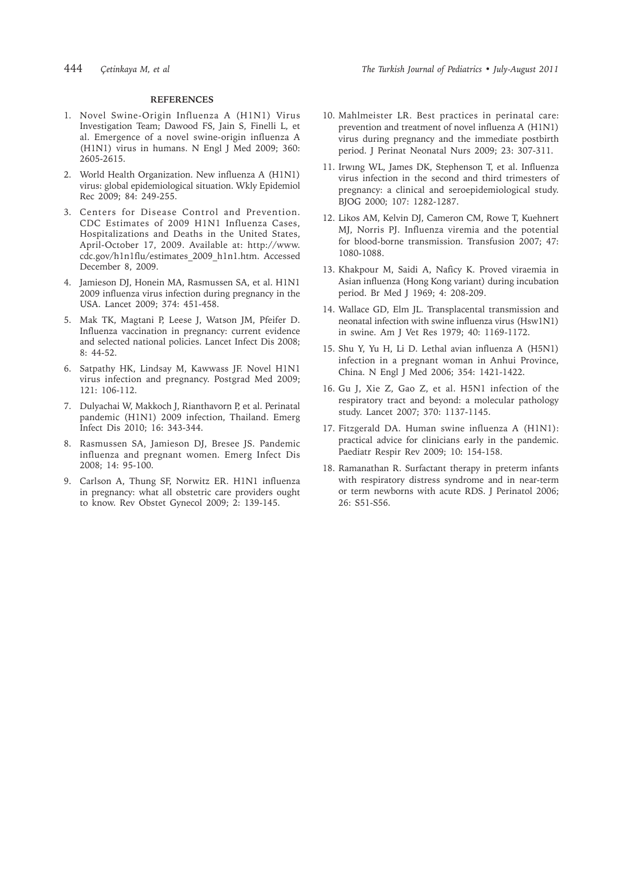## REFERENCES

1. Novel Swine-Origin Influenza A (H1N1) Virus Investigation Team; Dawood FS, Jain S, Finelli L, et al. Emergence of a novel swine-origin influenza A (H1N1) virus in humans. N Engl J Med 2009; 360: 2605-2615.
2. World Health Organization. New influenza A (H1N1) virus: global epidemiological situation. Wkly Epidemiol Rec 2009; 84: 249-255.
3. Centers for Disease Control and Prevention. CDC Estimates of 2009 H1N1 Influenza Cases, Hospitalizations and Deaths in the United States, April-October 17, 2009. Available at: http://www.cdc.gov/h1n1flu/estimates_2009_h1n1.htm. Accessed December 8, 2009.
4. Jamieson DJ, Honein MA, Rasmussen SA, et al. H1N1 2009 influenza virus infection during pregnancy in the USA. Lancet 2009; 374: 451-458.
5. Mak TK, Magtani P, Leese J, Watson JM, Pfeifer D. Influenza vaccination in pregnancy: current evidence and selected national policies. Lancet Infect Dis 2008; 8: 44-52.
6. Satpathy HK, Lindsay M, Kawwass JF. Novel H1N1 virus infection and pregnancy. Postgrad Med 2009; 121: 106-112.
7. Dulyachai W, Makkoch J, Rianthavorn P, et al. Perinatal pandemic (H1N1) 2009 infection, Thailand. Emerg Infect Dis 2010; 16: 343-344.
8. Rasmussen SA, Jamieson DJ, Bresee JS. Pandemic influenza and pregnant women. Emerg Infect Dis 2008; 14: 95-100.
9. Carlson A, Thung SF, Norwitz ER. H1N1 influenza in pregnancy: what all obstetric care providers ought to know. Rev Obstet Gynecol 2009; 2: 139-145.
10. Mahlmeister LR. Best practices in perinatal care: prevention and treatment of novel influenza A (H1N1) virus during pregnancy and the immediate postbirth period. J Perinat Neonatal Nurs 2009; 23: 307-311.
11. Irwıng WL, James DK, Stephenson T, et al. Influenza virus infection in the second and third trimesters of pregnancy: a clinical and seroepidemiological study. BJOG 2000; 107: 1282-1287.
12. Likos AM, Kelvin DJ, Cameron CM, Rowe T, Kuehnert MJ, Norris PJ. Influenza viremia and the potential for blood-borne transmission. Transfusion 2007; 47: 1080-1088.
13. Khakpour M, Saidi A, Naficy K. Proved viraemia in Asian influenza (Hong Kong variant) during incubation period. Br Med J 1969; 4: 208-209.
14. Wallace GD, Elm JL. Transplacental transmission and neonatal infection with swine influenza virus (Hsw1N1) in swine. Am J Vet Res 1979; 40: 1169-1172.
15. Shu Y, Yu H, Li D. Lethal avian influenza A (H5N1) infection in a pregnant woman in Anhui Province, China. N Engl J Med 2006; 354: 1421-1422.
16. Gu J, Xie Z, Gao Z, et al. H5N1 infection of the respiratory tract and beyond: a molecular pathology study. Lancet 2007; 370: 1137-1145.
17. Fitzgerald DA. Human swine influenza A (H1N1): practical advice for clinicians early in the pandemic. Paediatr Respir Rev 2009; 10: 154-158.
18. Ramanathan R. Surfactant therapy in preterm infants with respiratory distress syndrome and in near-term or term newborns with acute RDS. J Perinatol 2006; 26: S51-S56.